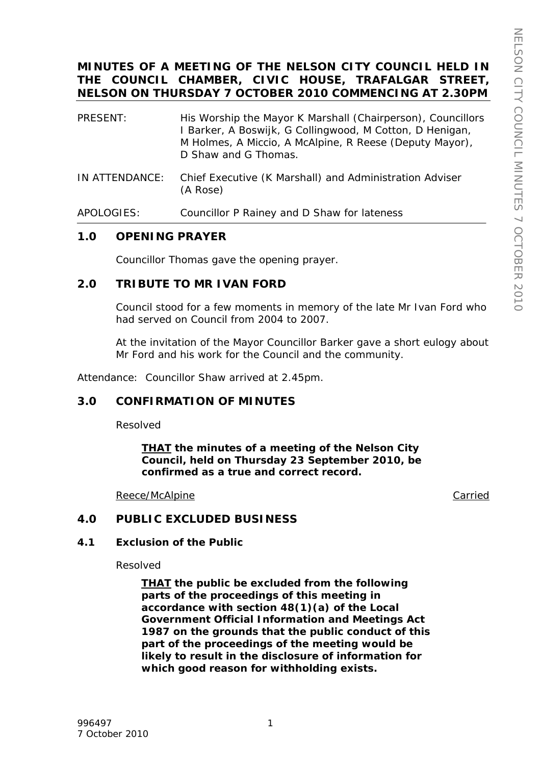# MINUTES OF A MEETING OF THE NELSON CITY COUNCIL HELD IN THE COUNCIL CHAMBER, CIVIC HOUSE, TRAFALGAR STREET, NELSON ON THURSDAY 7 OCTOBER 2010 COMMENCING AT 2.30PM

PRESENT: His Worship the Mayor K Marshall (Chairperson), Councillors I Barker, A Boswijk, G Collingwood, M Cotton, D Henigan, M Holmes, A Miccio, A McAlpine, R Reese (Deputy Mayor), D Shaw and G Thomas.

IN ATTENDANCE: Chief Executive (K Marshall) and Administration Adviser (A Rose)

APOLOGIES: Councillor P Rainey and D Shaw for lateness

## 1.0 OPENING PRAYER

Councillor Thomas gave the opening prayer.

## 2.0 TRIBUTE TO MR IVAN FORD

Council stood for a few moments in memory of the late Mr Ivan Ford who had served on Council from 2004 to 2007.

At the invitation of the Mayor Councillor Barker gave a short eulogy about Mr Ford and his work for the Council and the community.

Attendance: Councillor Shaw arrived at 2.45pm.

## 3.0 CONFIRMATION OF MINUTES

Resolved

> **THAT the minutes of a meeting of the Nelson City Council, held on Thursday 23 September 2010, be confirmed as a true and correct record.**

Reece/McAlpine — Carried

## 4.0 PUBLIC EXCLUDED BUSINESS

### 4.1 Exclusion of the Public

Resolved

> **THAT the public be excluded from the following parts of the proceedings of this meeting in accordance with section 48(1)(a) of the Local Government Official Information and Meetings Act 1987 on the grounds that the public conduct of this part of the proceedings of the meeting would be likely to result in the disclosure of information for which good reason for withholding exists.**

996497
7 October 2010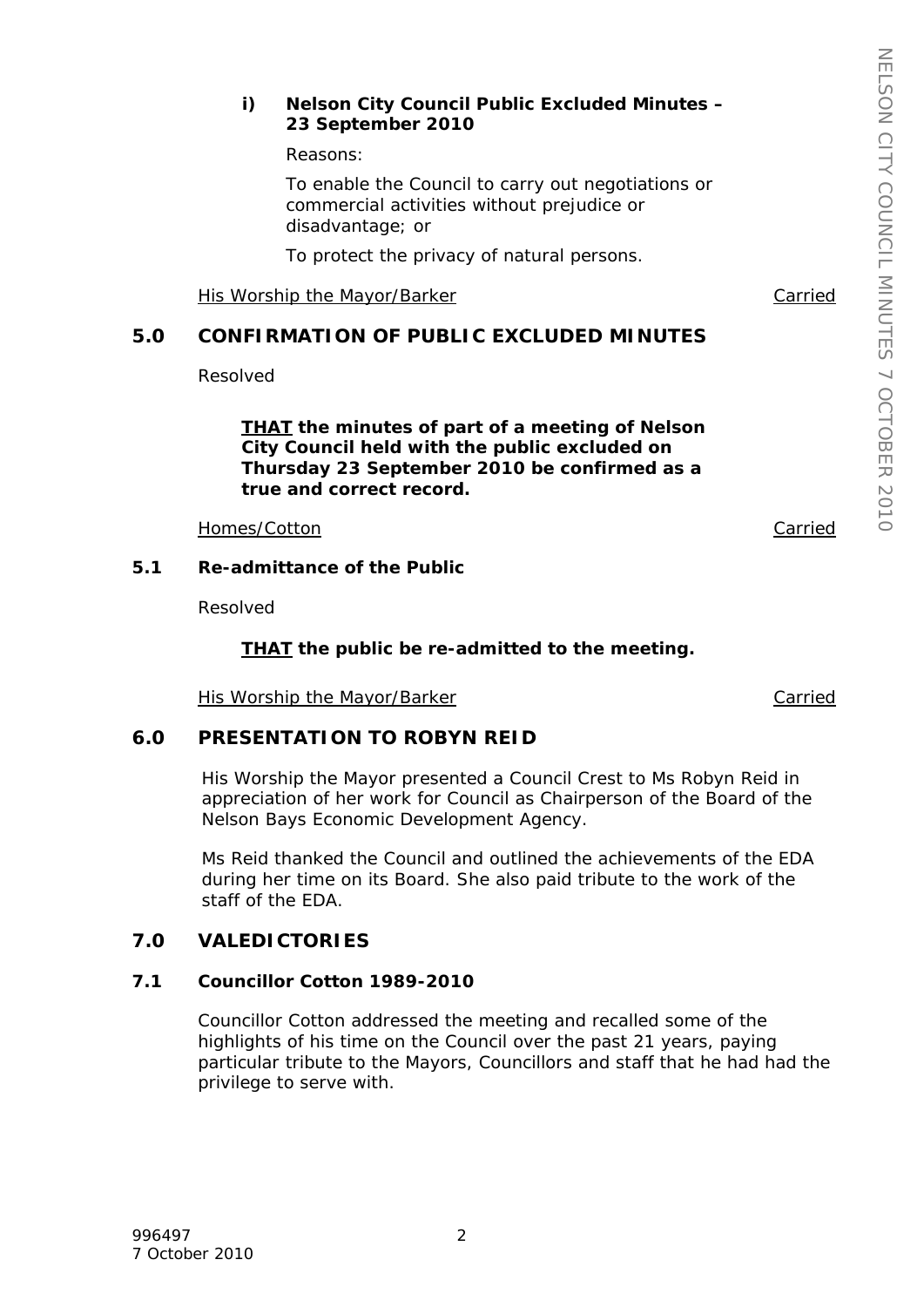**i) Nelson City Council Public Excluded Minutes – 23 September 2010**

Reasons:

To enable the Council to carry out negotiations or commercial activities without prejudice or disadvantage; or

To protect the privacy of natural persons.

His Worship the Mayor/Barker — Carried

## 5.0 CONFIRMATION OF PUBLIC EXCLUDED MINUTES

Resolved

> **THAT the minutes of part of a meeting of Nelson City Council held with the public excluded on Thursday 23 September 2010 be confirmed as a true and correct record.**

Homes/Cotton — Carried

### 5.1 Re-admittance of the Public

Resolved

> **THAT the public be re-admitted to the meeting.**

His Worship the Mayor/Barker — Carried

## 6.0 PRESENTATION TO ROBYN REID

His Worship the Mayor presented a Council Crest to Ms Robyn Reid in appreciation of her work for Council as Chairperson of the Board of the Nelson Bays Economic Development Agency.

Ms Reid thanked the Council and outlined the achievements of the EDA during her time on its Board. She also paid tribute to the work of the staff of the EDA.

## 7.0 VALEDICTORIES

### 7.1 Councillor Cotton 1989-2010

Councillor Cotton addressed the meeting and recalled some of the highlights of his time on the Council over the past 21 years, paying particular tribute to the Mayors, Councillors and staff that he had had the privilege to serve with.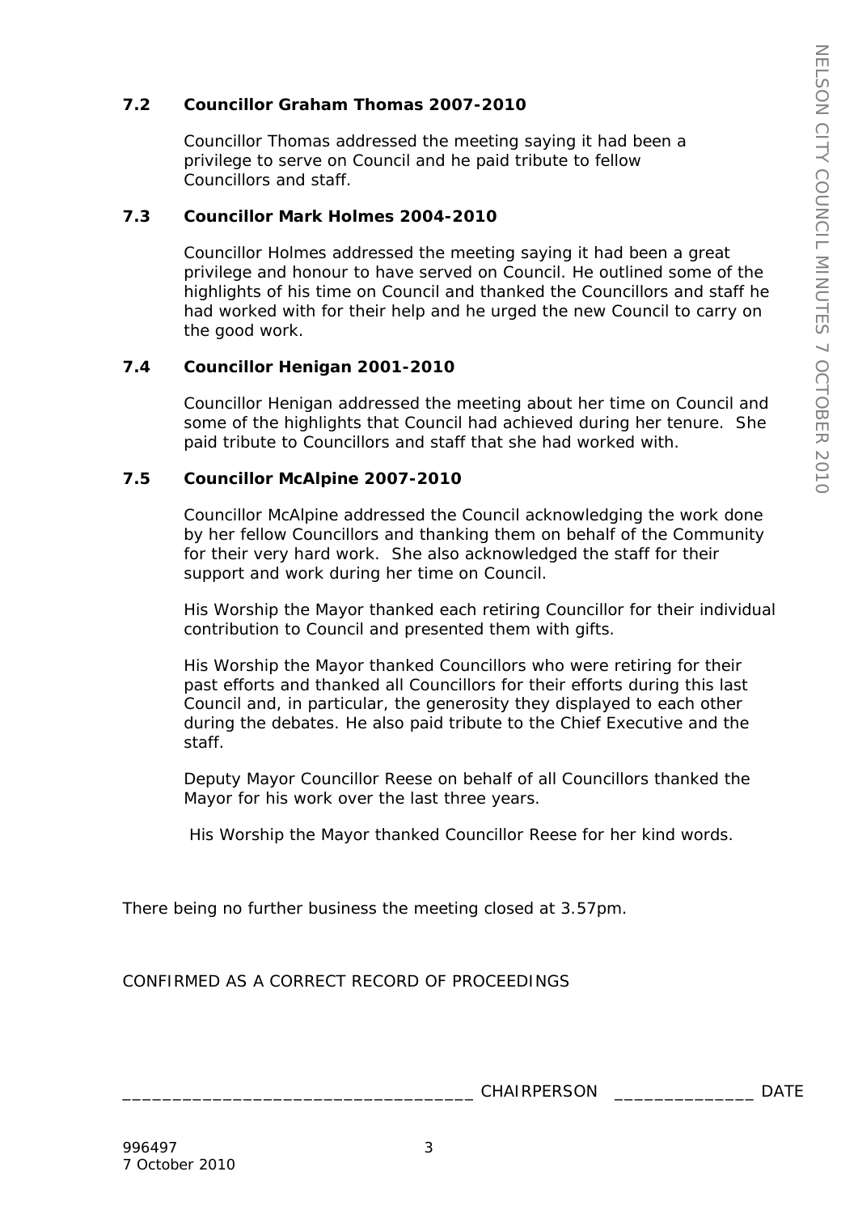### 7.2 Councillor Graham Thomas 2007-2010

Councillor Thomas addressed the meeting saying it had been a privilege to serve on Council and he paid tribute to fellow Councillors and staff.

### 7.3 Councillor Mark Holmes 2004-2010

Councillor Holmes addressed the meeting saying it had been a great privilege and honour to have served on Council. He outlined some of the highlights of his time on Council and thanked the Councillors and staff he had worked with for their help and he urged the new Council to carry on the good work.

### 7.4 Councillor Henigan 2001-2010

Councillor Henigan addressed the meeting about her time on Council and some of the highlights that Council had achieved during her tenure. She paid tribute to Councillors and staff that she had worked with.

### 7.5 Councillor McAlpine 2007-2010

Councillor McAlpine addressed the Council acknowledging the work done by her fellow Councillors and thanking them on behalf of the Community for their very hard work. She also acknowledged the staff for their support and work during her time on Council.

His Worship the Mayor thanked each retiring Councillor for their individual contribution to Council and presented them with gifts.

His Worship the Mayor thanked Councillors who were retiring for their past efforts and thanked all Councillors for their efforts during this last Council and, in particular, the generosity they displayed to each other during the debates. He also paid tribute to the Chief Executive and the staff.

Deputy Mayor Councillor Reese on behalf of all Councillors thanked the Mayor for his work over the last three years.

His Worship the Mayor thanked Councillor Reese for her kind words.

There being no further business the meeting closed at 3.57pm.

CONFIRMED AS A CORRECT RECORD OF PROCEEDINGS

___________________________________ CHAIRPERSON ______________ DATE

996497
7 October 2010